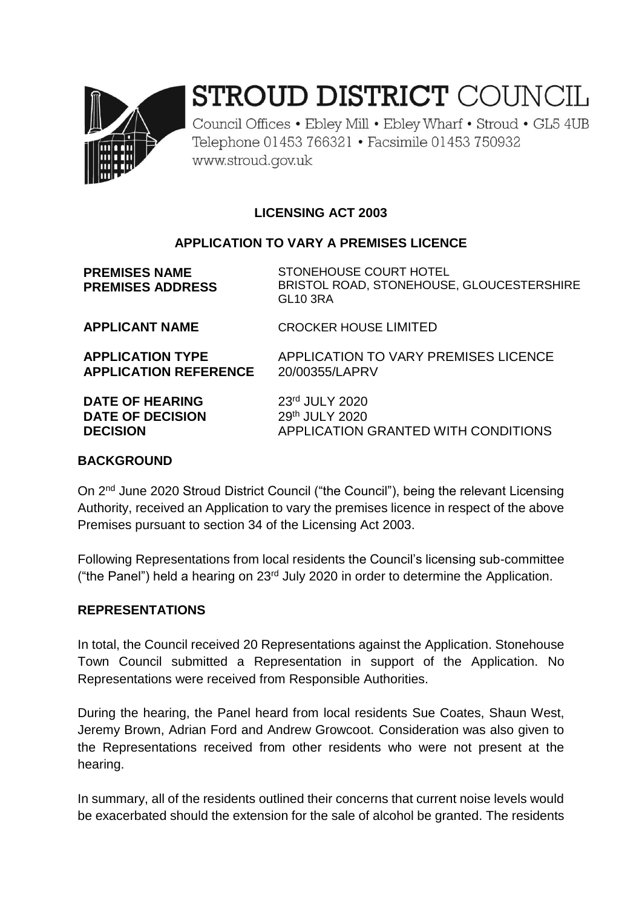# STROUD DISTRICT COUNCIL

Council Offices • Ebley Mill • Ebley Wharf • Stroud • GL5 4UB
Telephone 01453 766321 • Facsimile 01453 750932
www.stroud.gov.uk

## LICENSING ACT 2003

## APPLICATION TO VARY A PREMISES LICENCE

| | |
|---|---|
| **PREMISES NAME** | STONEHOUSE COURT HOTEL |
| **PREMISES ADDRESS** | BRISTOL ROAD, STONEHOUSE, GLOUCESTERSHIRE GL10 3RA |
| **APPLICANT NAME** | CROCKER HOUSE LIMITED |
| **APPLICATION TYPE** | APPLICATION TO VARY PREMISES LICENCE |
| **APPLICATION REFERENCE** | 20/00355/LAPRV |
| **DATE OF HEARING** | 23rd JULY 2020 |
| **DATE OF DECISION** | 29th JULY 2020 |
| **DECISION** | APPLICATION GRANTED WITH CONDITIONS |

### BACKGROUND

On 2nd June 2020 Stroud District Council ("the Council"), being the relevant Licensing Authority, received an Application to vary the premises licence in respect of the above Premises pursuant to section 34 of the Licensing Act 2003.

Following Representations from local residents the Council's licensing sub-committee ("the Panel") held a hearing on 23rd July 2020 in order to determine the Application.

### REPRESENTATIONS

In total, the Council received 20 Representations against the Application. Stonehouse Town Council submitted a Representation in support of the Application. No Representations were received from Responsible Authorities.

During the hearing, the Panel heard from local residents Sue Coates, Shaun West, Jeremy Brown, Adrian Ford and Andrew Growcoot. Consideration was also given to the Representations received from other residents who were not present at the hearing.

In summary, all of the residents outlined their concerns that current noise levels would be exacerbated should the extension for the sale of alcohol be granted. The residents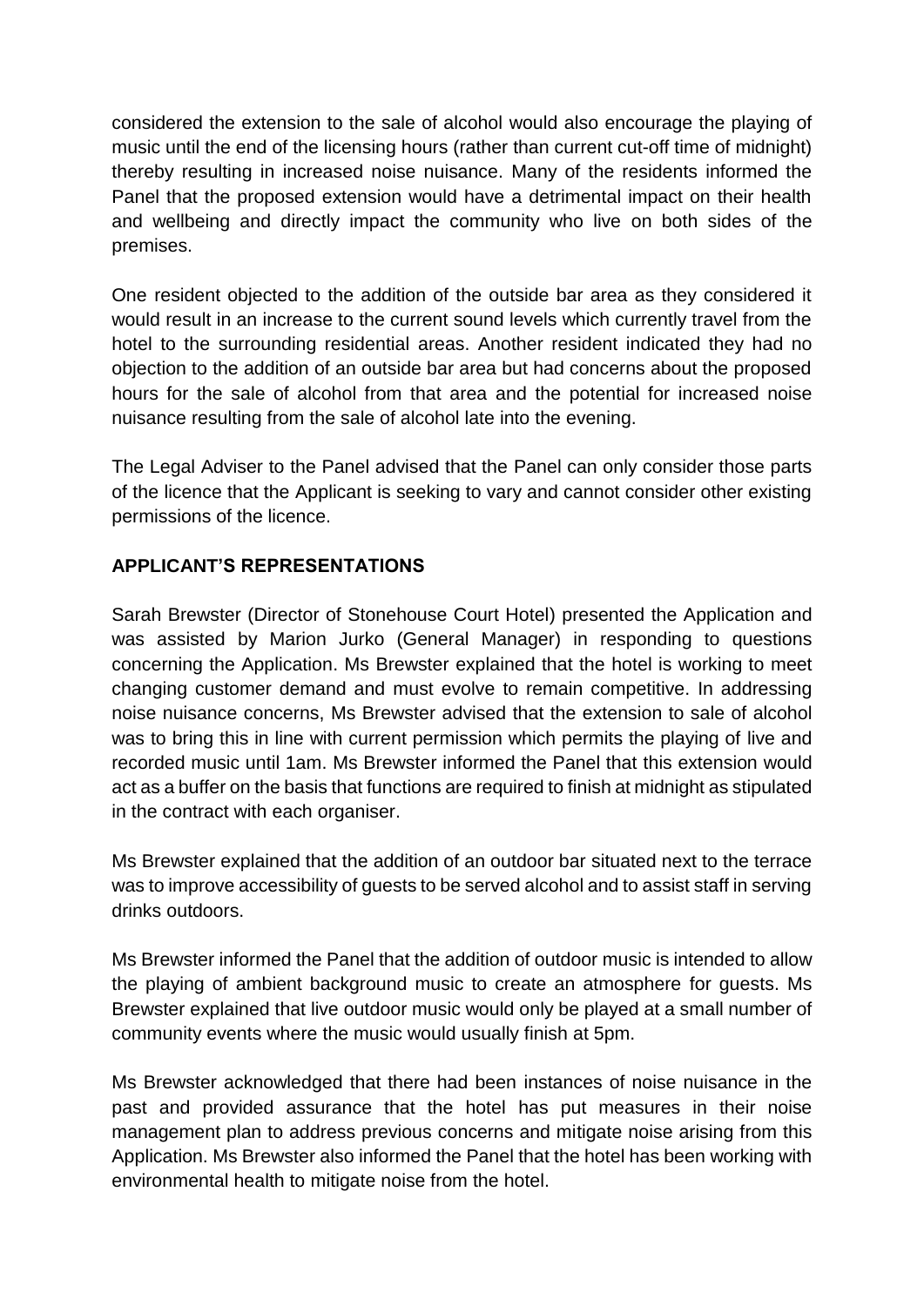considered the extension to the sale of alcohol would also encourage the playing of music until the end of the licensing hours (rather than current cut-off time of midnight) thereby resulting in increased noise nuisance. Many of the residents informed the Panel that the proposed extension would have a detrimental impact on their health and wellbeing and directly impact the community who live on both sides of the premises.

One resident objected to the addition of the outside bar area as they considered it would result in an increase to the current sound levels which currently travel from the hotel to the surrounding residential areas. Another resident indicated they had no objection to the addition of an outside bar area but had concerns about the proposed hours for the sale of alcohol from that area and the potential for increased noise nuisance resulting from the sale of alcohol late into the evening.

The Legal Adviser to the Panel advised that the Panel can only consider those parts of the licence that the Applicant is seeking to vary and cannot consider other existing permissions of the licence.

## APPLICANT'S REPRESENTATIONS

Sarah Brewster (Director of Stonehouse Court Hotel) presented the Application and was assisted by Marion Jurko (General Manager) in responding to questions concerning the Application. Ms Brewster explained that the hotel is working to meet changing customer demand and must evolve to remain competitive. In addressing noise nuisance concerns, Ms Brewster advised that the extension to sale of alcohol was to bring this in line with current permission which permits the playing of live and recorded music until 1am. Ms Brewster informed the Panel that this extension would act as a buffer on the basis that functions are required to finish at midnight as stipulated in the contract with each organiser.

Ms Brewster explained that the addition of an outdoor bar situated next to the terrace was to improve accessibility of guests to be served alcohol and to assist staff in serving drinks outdoors.

Ms Brewster informed the Panel that the addition of outdoor music is intended to allow the playing of ambient background music to create an atmosphere for guests. Ms Brewster explained that live outdoor music would only be played at a small number of community events where the music would usually finish at 5pm.

Ms Brewster acknowledged that there had been instances of noise nuisance in the past and provided assurance that the hotel has put measures in their noise management plan to address previous concerns and mitigate noise arising from this Application. Ms Brewster also informed the Panel that the hotel has been working with environmental health to mitigate noise from the hotel.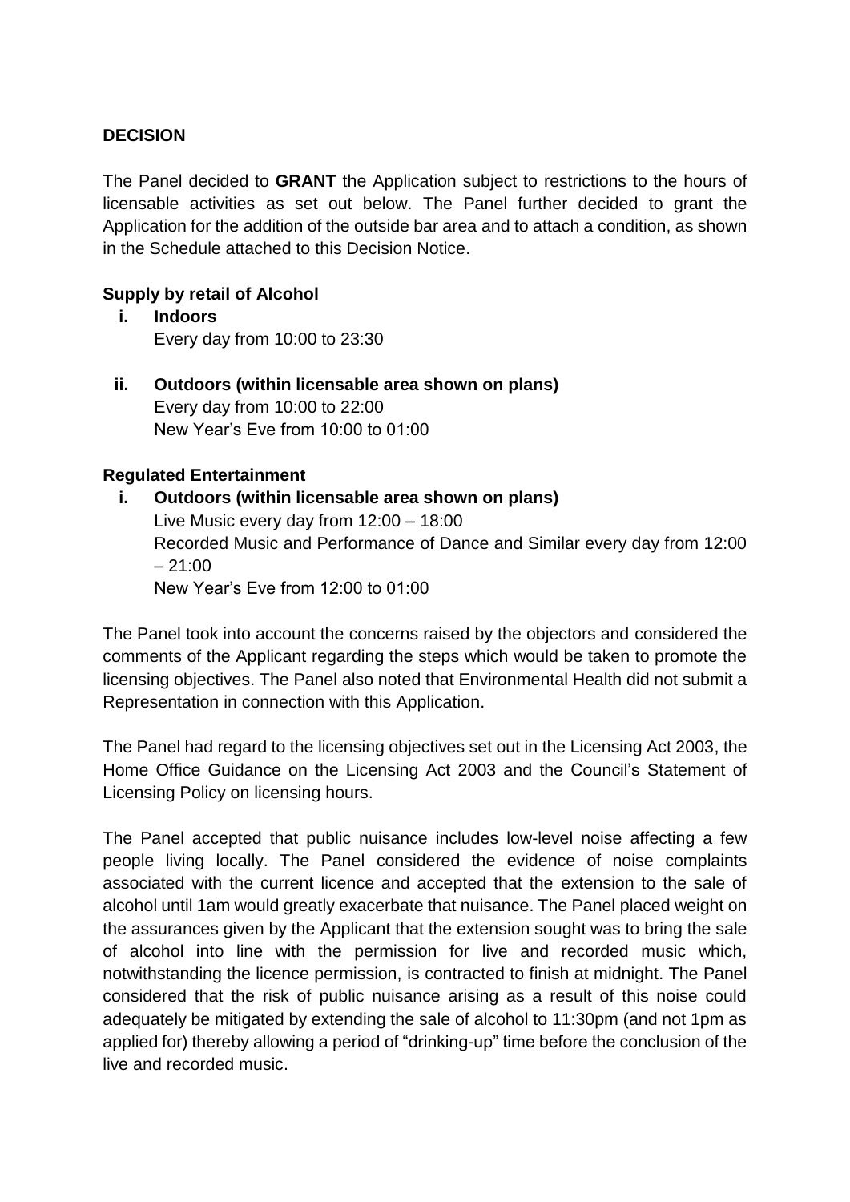**DECISION**

The Panel decided to **GRANT** the Application subject to restrictions to the hours of licensable activities as set out below. The Panel further decided to grant the Application for the addition of the outside bar area and to attach a condition, as shown in the Schedule attached to this Decision Notice.

**Supply by retail of Alcohol**

i. **Indoors**
   Every day from 10:00 to 23:30

ii. **Outdoors (within licensable area shown on plans)**
   Every day from 10:00 to 22:00
   New Year's Eve from 10:00 to 01:00

**Regulated Entertainment**

i. **Outdoors (within licensable area shown on plans)**
   Live Music every day from 12:00 – 18:00
   Recorded Music and Performance of Dance and Similar every day from 12:00 – 21:00
   New Year's Eve from 12:00 to 01:00

The Panel took into account the concerns raised by the objectors and considered the comments of the Applicant regarding the steps which would be taken to promote the licensing objectives. The Panel also noted that Environmental Health did not submit a Representation in connection with this Application.

The Panel had regard to the licensing objectives set out in the Licensing Act 2003, the Home Office Guidance on the Licensing Act 2003 and the Council's Statement of Licensing Policy on licensing hours.

The Panel accepted that public nuisance includes low-level noise affecting a few people living locally. The Panel considered the evidence of noise complaints associated with the current licence and accepted that the extension to the sale of alcohol until 1am would greatly exacerbate that nuisance. The Panel placed weight on the assurances given by the Applicant that the extension sought was to bring the sale of alcohol into line with the permission for live and recorded music which, notwithstanding the licence permission, is contracted to finish at midnight. The Panel considered that the risk of public nuisance arising as a result of this noise could adequately be mitigated by extending the sale of alcohol to 11:30pm (and not 1pm as applied for) thereby allowing a period of "drinking-up" time before the conclusion of the live and recorded music.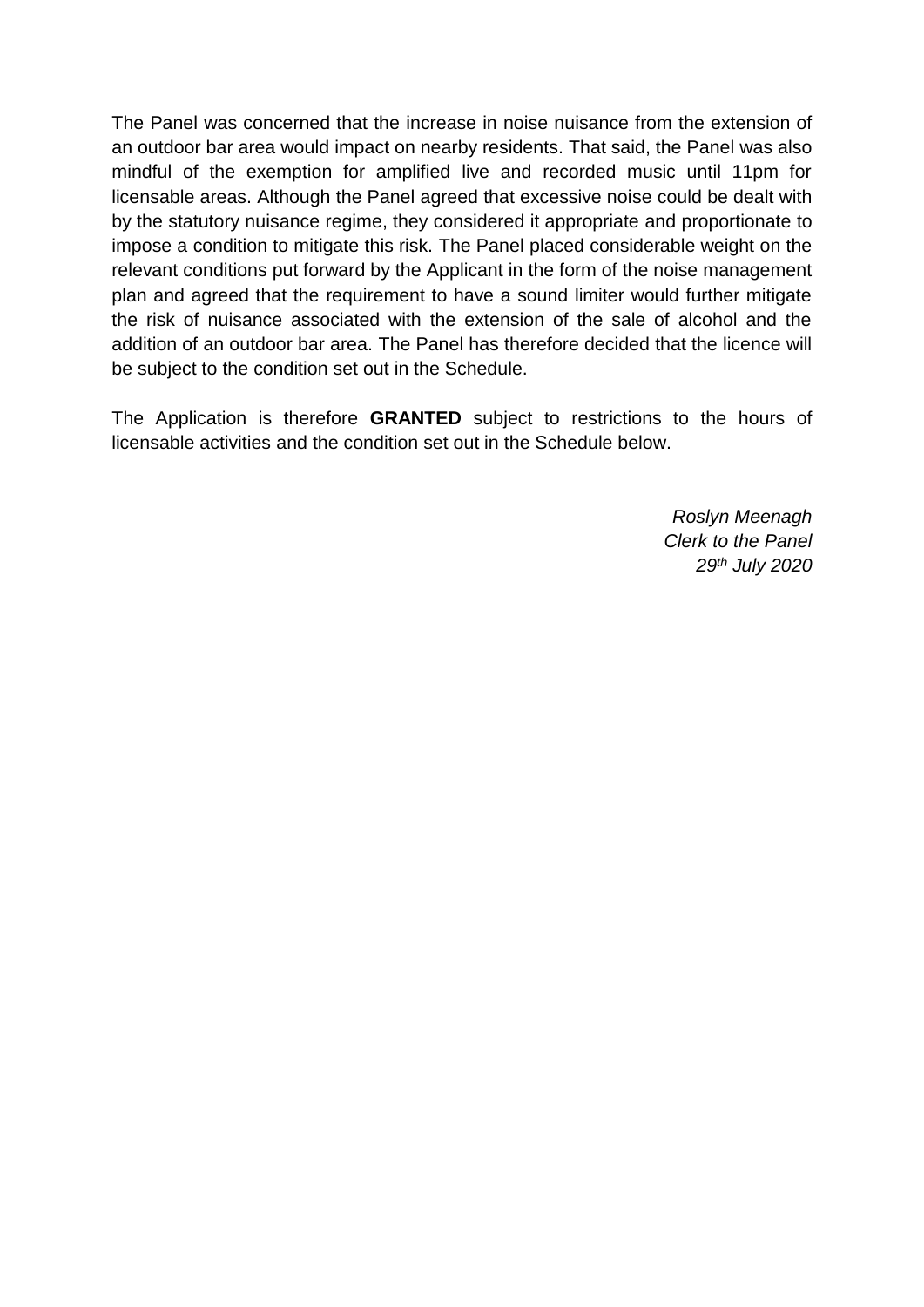The Panel was concerned that the increase in noise nuisance from the extension of an outdoor bar area would impact on nearby residents. That said, the Panel was also mindful of the exemption for amplified live and recorded music until 11pm for licensable areas. Although the Panel agreed that excessive noise could be dealt with by the statutory nuisance regime, they considered it appropriate and proportionate to impose a condition to mitigate this risk. The Panel placed considerable weight on the relevant conditions put forward by the Applicant in the form of the noise management plan and agreed that the requirement to have a sound limiter would further mitigate the risk of nuisance associated with the extension of the sale of alcohol and the addition of an outdoor bar area. The Panel has therefore decided that the licence will be subject to the condition set out in the Schedule.

The Application is therefore **GRANTED** subject to restrictions to the hours of licensable activities and the condition set out in the Schedule below.

*Roslyn Meenagh*
*Clerk to the Panel*
*29th July 2020*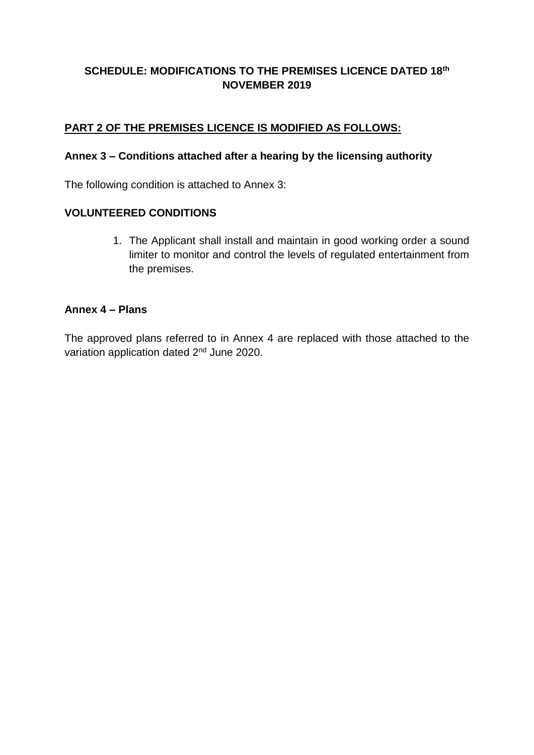## SCHEDULE: MODIFICATIONS TO THE PREMISES LICENCE DATED 18th NOVEMBER 2019

**PART 2 OF THE PREMISES LICENCE IS MODIFIED AS FOLLOWS:**

**Annex 3 – Conditions attached after a hearing by the licensing authority**

The following condition is attached to Annex 3:

**VOLUNTEERED CONDITIONS**

1. The Applicant shall install and maintain in good working order a sound limiter to monitor and control the levels of regulated entertainment from the premises.

**Annex 4 – Plans**

The approved plans referred to in Annex 4 are replaced with those attached to the variation application dated 2nd June 2020.